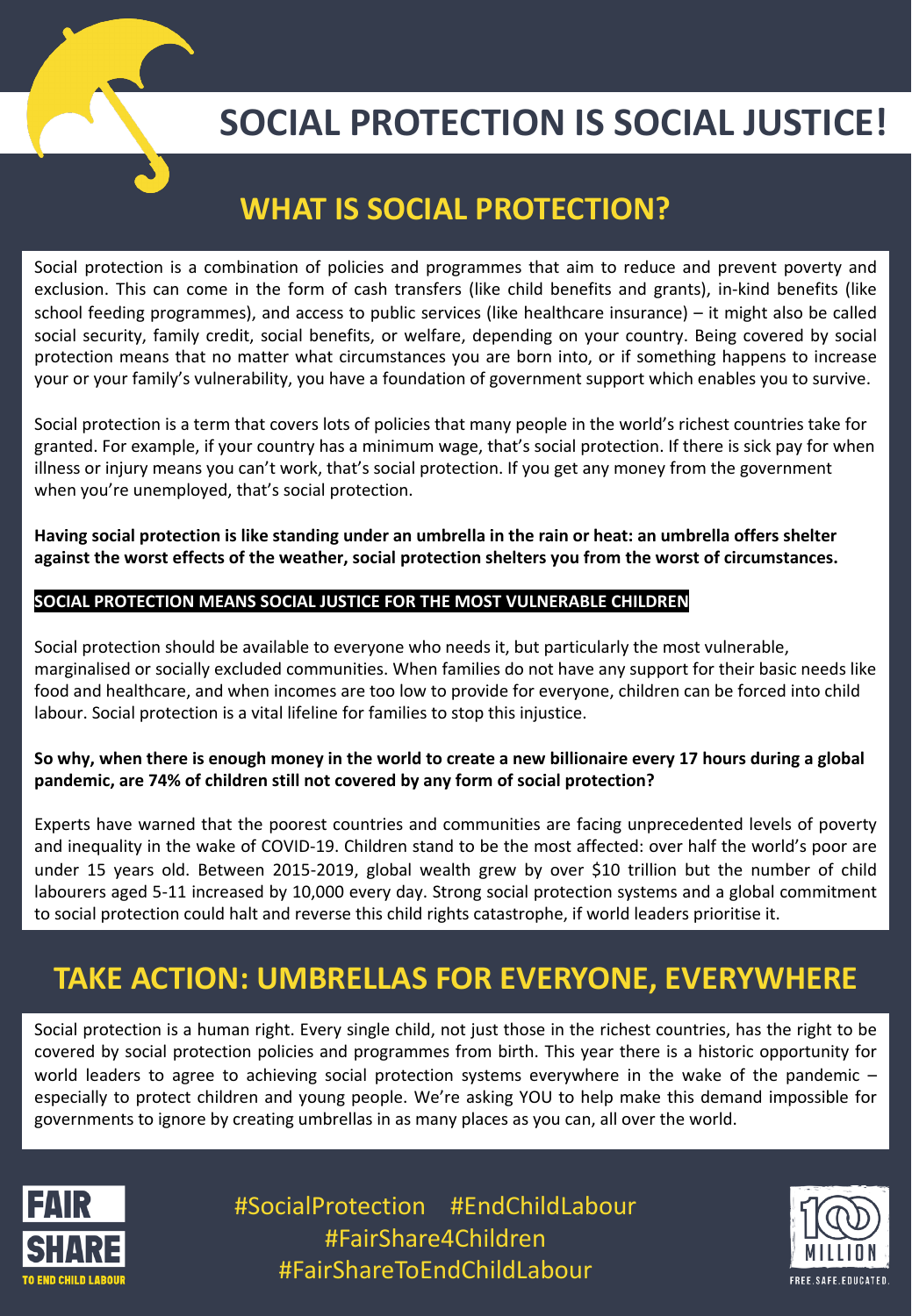# SOCIAL PROTECTION IS SOCIAL JUSTICE!

## WHAT IS SOCIAL PROTECTION?

Social protection is a combination of policies and programmes that aim to reduce and prevent poverty and exclusion. This can come in the form of cash transfers (like child benefits and grants), in-kind benefits (like school feeding programmes), and access to public services (like healthcare insurance) – it might also be called social security, family credit, social benefits, or welfare, depending on your country. Being covered by social protection means that no matter what circumstances you are born into, or if something happens to increase your or your family's vulnerability, you have a foundation of government support which enables you to survive.

Social protection is a term that covers lots of policies that many people in the world's richest countries take for granted. For example, if your country has a minimum wage, that's social protection. If there is sick pay for when illness or injury means you can't work, that's social protection. If you get any money from the government when you're unemployed, that's social protection.

**Having social protection is like standing under an umbrella in the rain or heat: an umbrella offers shelter against the worst effects of the weather, social protection shelters you from the worst of circumstances.**

### SOCIAL PROTECTION MEANS SOCIAL JUSTICE FOR THE MOST VULNERABLE CHILDREN

Social protection should be available to everyone who needs it, but particularly the most vulnerable, marginalised or socially excluded communities. When families do not have any support for their basic needs like food and healthcare, and when incomes are too low to provide for everyone, children can be forced into child labour. Social protection is a vital lifeline for families to stop this injustice.

**So why, when there is enough money in the world to create a new billionaire every 17 hours during a global pandemic, are 74% of children still not covered by any form of social protection?**

Experts have warned that the poorest countries and communities are facing unprecedented levels of poverty and inequality in the wake of COVID-19. Children stand to be the most affected: over half the world's poor are under 15 years old. Between 2015-2019, global wealth grew by over $10 trillion but the number of child labourers aged 5-11 increased by 10,000 every day. Strong social protection systems and a global commitment to social protection could halt and reverse this child rights catastrophe, if world leaders prioritise it.

## TAKE ACTION: UMBRELLAS FOR EVERYONE, EVERYWHERE

Social protection is a human right. Every single child, not just those in the richest countries, has the right to be covered by social protection policies and programmes from birth. This year there is a historic opportunity for world leaders to agree to achieving social protection systems everywhere in the wake of the pandemic – especially to protect children and young people. We're asking YOU to help make this demand impossible for governments to ignore by creating umbrellas in as many places as you can, all over the world.

FAIR SHARE TO END CHILD LABOUR

#SocialProtection #EndChildLabour
#FairShare4Children
#FairShareToEndChildLabour

100 MILLION FREE.SAFE.EDUCATED.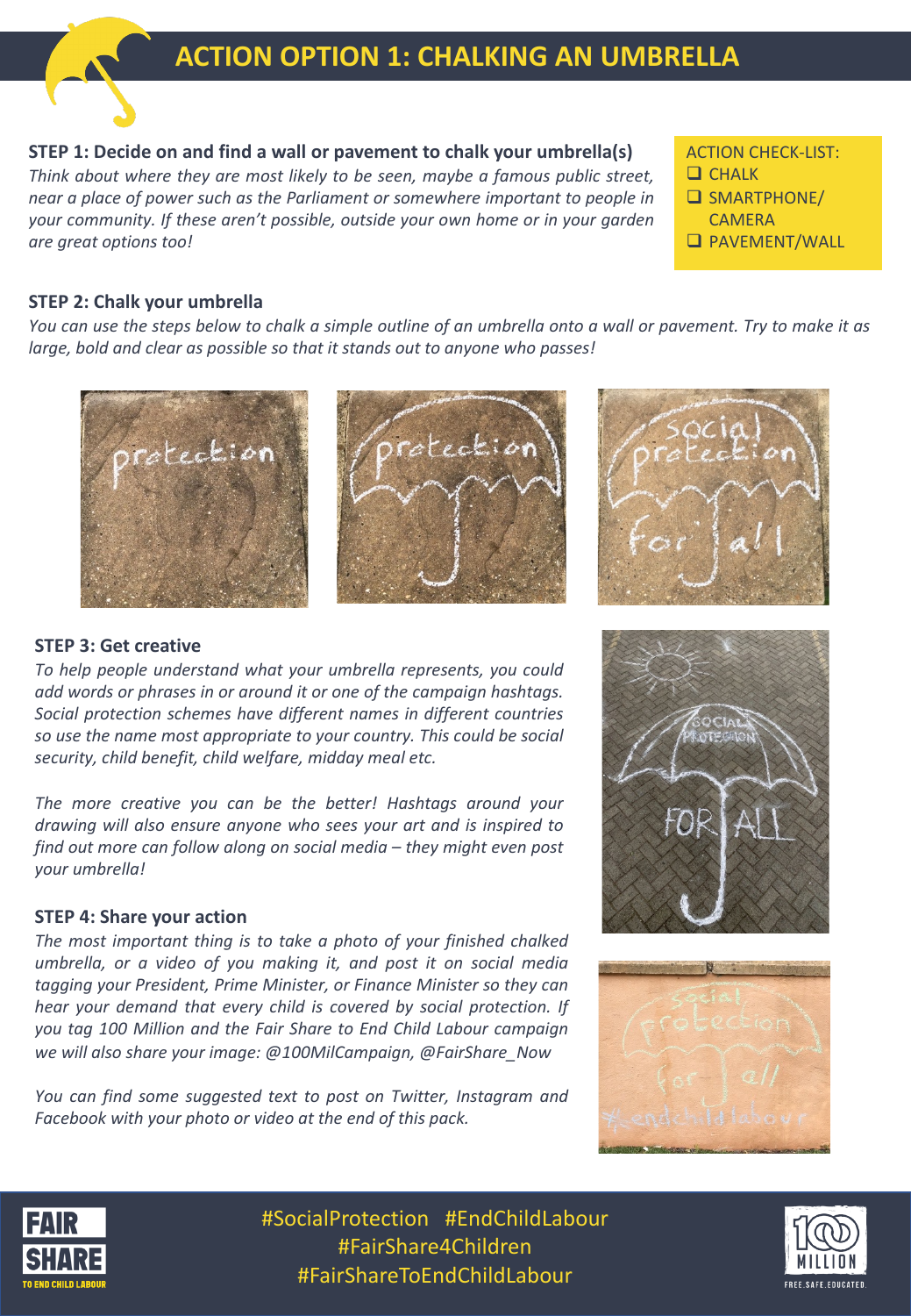# ACTION OPTION 1: CHALKING AN UMBRELLA

**STEP 1: Decide on and find a wall or pavement to chalk your umbrella(s)**

*Think about where they are most likely to be seen, maybe a famous public street, near a place of power such as the Parliament or somewhere important to people in your community. If these aren't possible, outside your own home or in your garden are great options too!*

ACTION CHECK-LIST:

- ❑ CHALK
- ❑ SMARTPHONE/ CAMERA
- ❑ PAVEMENT/WALL

**STEP 2: Chalk your umbrella**

*You can use the steps below to chalk a simple outline of an umbrella onto a wall or pavement. Try to make it as large, bold and clear as possible so that it stands out to anyone who passes!*

**STEP 3: Get creative**

*To help people understand what your umbrella represents, you could add words or phrases in or around it or one of the campaign hashtags. Social protection schemes have different names in different countries so use the name most appropriate to your country. This could be social security, child benefit, child welfare, midday meal etc.*

*The more creative you can be the better! Hashtags around your drawing will also ensure anyone who sees your art and is inspired to find out more can follow along on social media – they might even post your umbrella!*

**STEP 4: Share your action**

*The most important thing is to take a photo of your finished chalked umbrella, or a video of you making it, and post it on social media tagging your President, Prime Minister, or Finance Minister so they can hear your demand that every child is covered by social protection. If you tag 100 Million and the Fair Share to End Child Labour campaign we will also share your image: @100MilCampaign, @FairShare_Now*

*You can find some suggested text to post on Twitter, Instagram and Facebook with your photo or video at the end of this pack.*

#SocialProtection #EndChildLabour
#FairShare4Children
#FairShareToEndChildLabour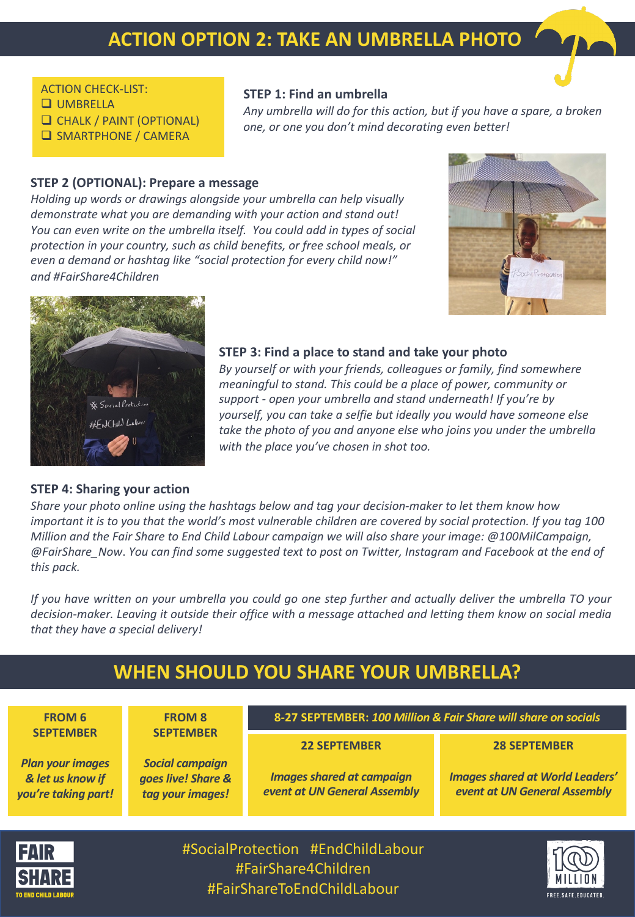# ACTION OPTION 2: TAKE AN UMBRELLA PHOTO

ACTION CHECK-LIST:
- ❑ UMBRELLA
- ❑ CHALK / PAINT (OPTIONAL)
- ❑ SMARTPHONE / CAMERA

### STEP 1: Find an umbrella

*Any umbrella will do for this action, but if you have a spare, a broken one, or one you don't mind decorating even better!*

### STEP 2 (OPTIONAL): Prepare a message

*Holding up words or drawings alongside your umbrella can help visually demonstrate what you are demanding with your action and stand out! You can even write on the umbrella itself. You could add in types of social protection in your country, such as child benefits, or free school meals, or even a demand or hashtag like "social protection for every child now!" and #FairShare4Children*

### STEP 3: Find a place to stand and take your photo

*By yourself or with your friends, colleagues or family, find somewhere meaningful to stand. This could be a place of power, community or support - open your umbrella and stand underneath! If you're by yourself, you can take a selfie but ideally you would have someone else take the photo of you and anyone else who joins you under the umbrella with the place you've chosen in shot too.*

### STEP 4: Sharing your action

*Share your photo online using the hashtags below and tag your decision-maker to let them know how important it is to you that the world's most vulnerable children are covered by social protection. If you tag 100 Million and the Fair Share to End Child Labour campaign we will also share your image: @100MilCampaign, @FairShare_Now. You can find some suggested text to post on Twitter, Instagram and Facebook at the end of this pack.*

*If you have written on your umbrella you could go one step further and actually deliver the umbrella TO your decision-maker. Leaving it outside their office with a message attached and letting them know on social media that they have a special delivery!*

## WHEN SHOULD YOU SHARE YOUR UMBRELLA?

| FROM 6 SEPTEMBER | FROM 8 SEPTEMBER | 8-27 SEPTEMBER: *100 Million & Fair Share will share on socials* | |
|---|---|---|---|
| | | 22 SEPTEMBER | 28 SEPTEMBER |
| *Plan your images & let us know if you're taking part!* | *Social campaign goes live! Share & tag your images!* | *Images shared at campaign event at UN General Assembly* | *Images shared at World Leaders' event at UN General Assembly* |

#SocialProtection #EndChildLabour
#FairShare4Children
#FairShareToEndChildLabour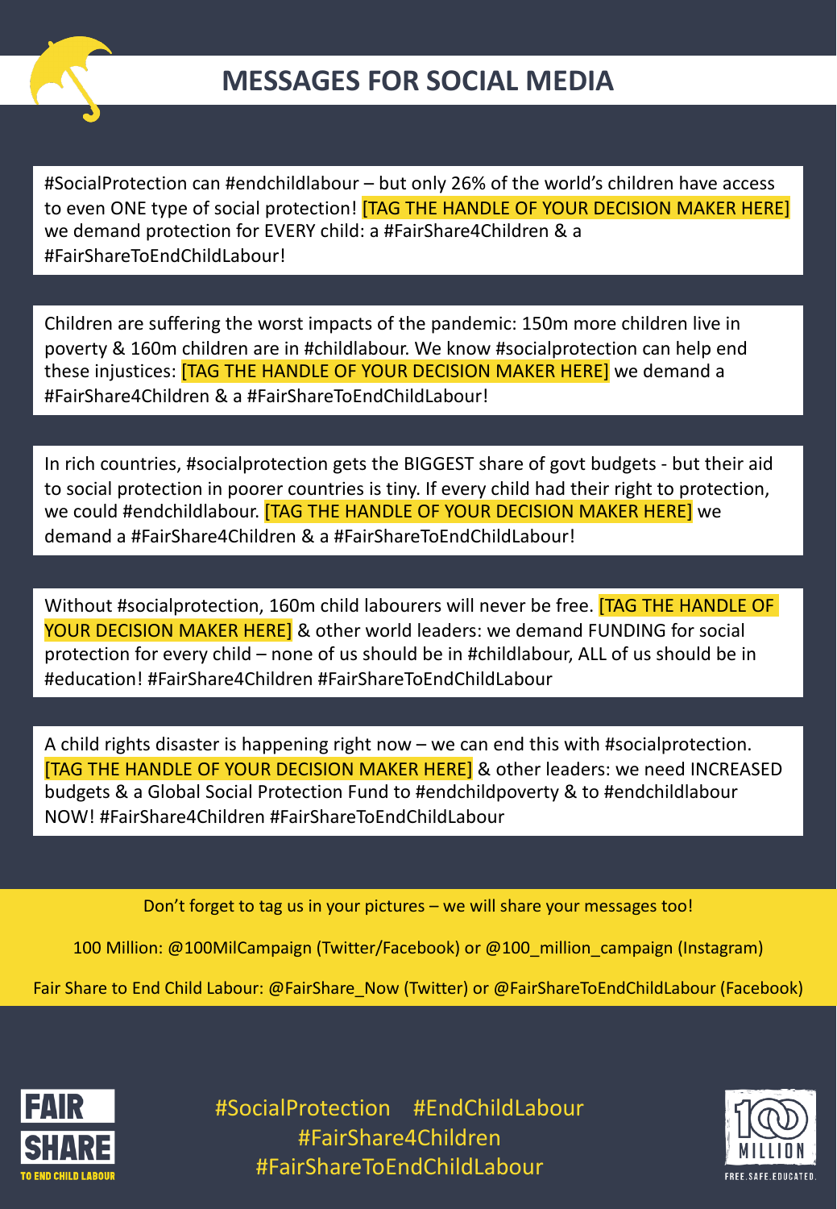# MESSAGES FOR SOCIAL MEDIA

#SocialProtection can #endchildlabour – but only 26% of the world's children have access to even ONE type of social protection! [TAG THE HANDLE OF YOUR DECISION MAKER HERE] we demand protection for EVERY child: a #FairShare4Children & a #FairShareToEndChildLabour!

Children are suffering the worst impacts of the pandemic: 150m more children live in poverty & 160m children are in #childlabour. We know #socialprotection can help end these injustices: [TAG THE HANDLE OF YOUR DECISION MAKER HERE] we demand a #FairShare4Children & a #FairShareToEndChildLabour!

In rich countries, #socialprotection gets the BIGGEST share of govt budgets - but their aid to social protection in poorer countries is tiny. If every child had their right to protection, we could #endchildlabour. [TAG THE HANDLE OF YOUR DECISION MAKER HERE] we demand a #FairShare4Children & a #FairShareToEndChildLabour!

Without #socialprotection, 160m child labourers will never be free. [TAG THE HANDLE OF YOUR DECISION MAKER HERE] & other world leaders: we demand FUNDING for social protection for every child – none of us should be in #childlabour, ALL of us should be in #education! #FairShare4Children #FairShareToEndChildLabour

A child rights disaster is happening right now – we can end this with #socialprotection. [TAG THE HANDLE OF YOUR DECISION MAKER HERE] & other leaders: we need INCREASED budgets & a Global Social Protection Fund to #endchildpoverty & to #endchildlabour NOW! #FairShare4Children #FairShareToEndChildLabour

Don't forget to tag us in your pictures – we will share your messages too!

100 Million: @100MilCampaign (Twitter/Facebook) or @100_million_campaign (Instagram)

Fair Share to End Child Labour: @FairShare_Now (Twitter) or @FairShareToEndChildLabour (Facebook)

FAIR SHARE TO END CHILD LABOUR

#SocialProtection #EndChildLabour
#FairShare4Children
#FairShareToEndChildLabour

100 MILLION FREE.SAFE.EDUCATED.